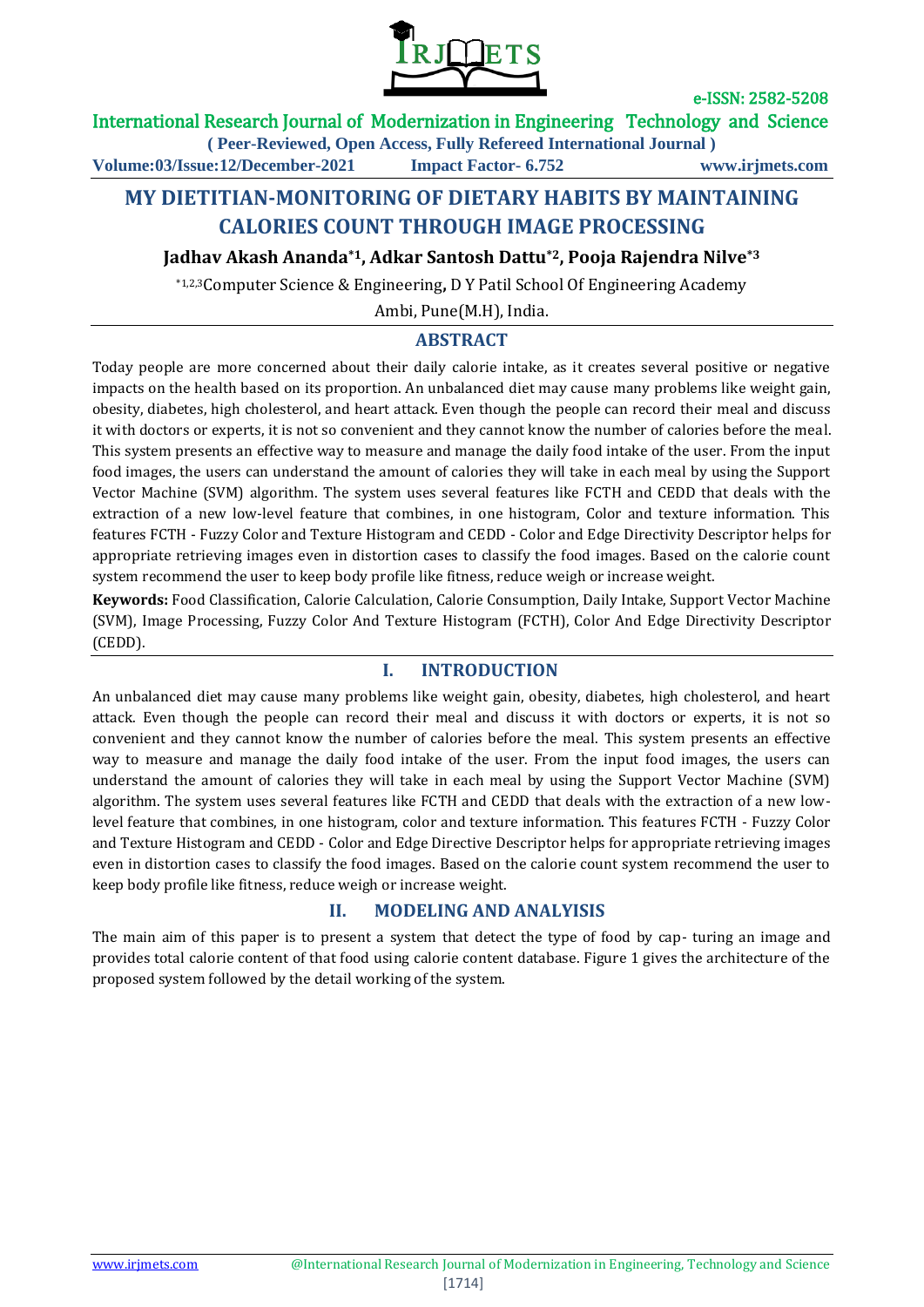# MY DIETITIAN-MONITORING OF DIETARY HABITS BY MAINTAINING CALORIES COUNT THROUGH IMAGE PROCESSING

**Jadhav Akash Ananda[*1], Adkar Santosh Dattu[*2], Pooja Rajendra Nilve[*3]**

[*1,2,3]Computer Science & Engineering, D Y Patil School Of Engineering Academy

Ambi, Pune(M.H), India.

## ABSTRACT

Today people are more concerned about their daily calorie intake, as it creates several positive or negative impacts on the health based on its proportion. An unbalanced diet may cause many problems like weight gain, obesity, diabetes, high cholesterol, and heart attack. Even though the people can record their meal and discuss it with doctors or experts, it is not so convenient and they cannot know the number of calories before the meal. This system presents an effective way to measure and manage the daily food intake of the user. From the input food images, the users can understand the amount of calories they will take in each meal by using the Support Vector Machine (SVM) algorithm. The system uses several features like FCTH and CEDD that deals with the extraction of a new low-level feature that combines, in one histogram, Color and texture information. This features FCTH - Fuzzy Color and Texture Histogram and CEDD - Color and Edge Directivity Descriptor helps for appropriate retrieving images even in distortion cases to classify the food images. Based on the calorie count system recommend the user to keep body profile like fitness, reduce weigh or increase weight.

**Keywords:** Food Classification, Calorie Calculation, Calorie Consumption, Daily Intake, Support Vector Machine (SVM), Image Processing, Fuzzy Color And Texture Histogram (FCTH), Color And Edge Directivity Descriptor (CEDD).

## I. INTRODUCTION

An unbalanced diet may cause many problems like weight gain, obesity, diabetes, high cholesterol, and heart attack. Even though the people can record their meal and discuss it with doctors or experts, it is not so convenient and they cannot know the number of calories before the meal. This system presents an effective way to measure and manage the daily food intake of the user. From the input food images, the users can understand the amount of calories they will take in each meal by using the Support Vector Machine (SVM) algorithm. The system uses several features like FCTH and CEDD that deals with the extraction of a new low-level feature that combines, in one histogram, color and texture information. This features FCTH - Fuzzy Color and Texture Histogram and CEDD - Color and Edge Directive Descriptor helps for appropriate retrieving images even in distortion cases to classify the food images. Based on the calorie count system recommend the user to keep body profile like fitness, reduce weigh or increase weight.

## II. MODELING AND ANALYSIS

The main aim of this paper is to present a system that detect the type of food by cap- turing an image and provides total calorie content of that food using calorie content database. Figure 1 gives the architecture of the proposed system followed by the detail working of the system.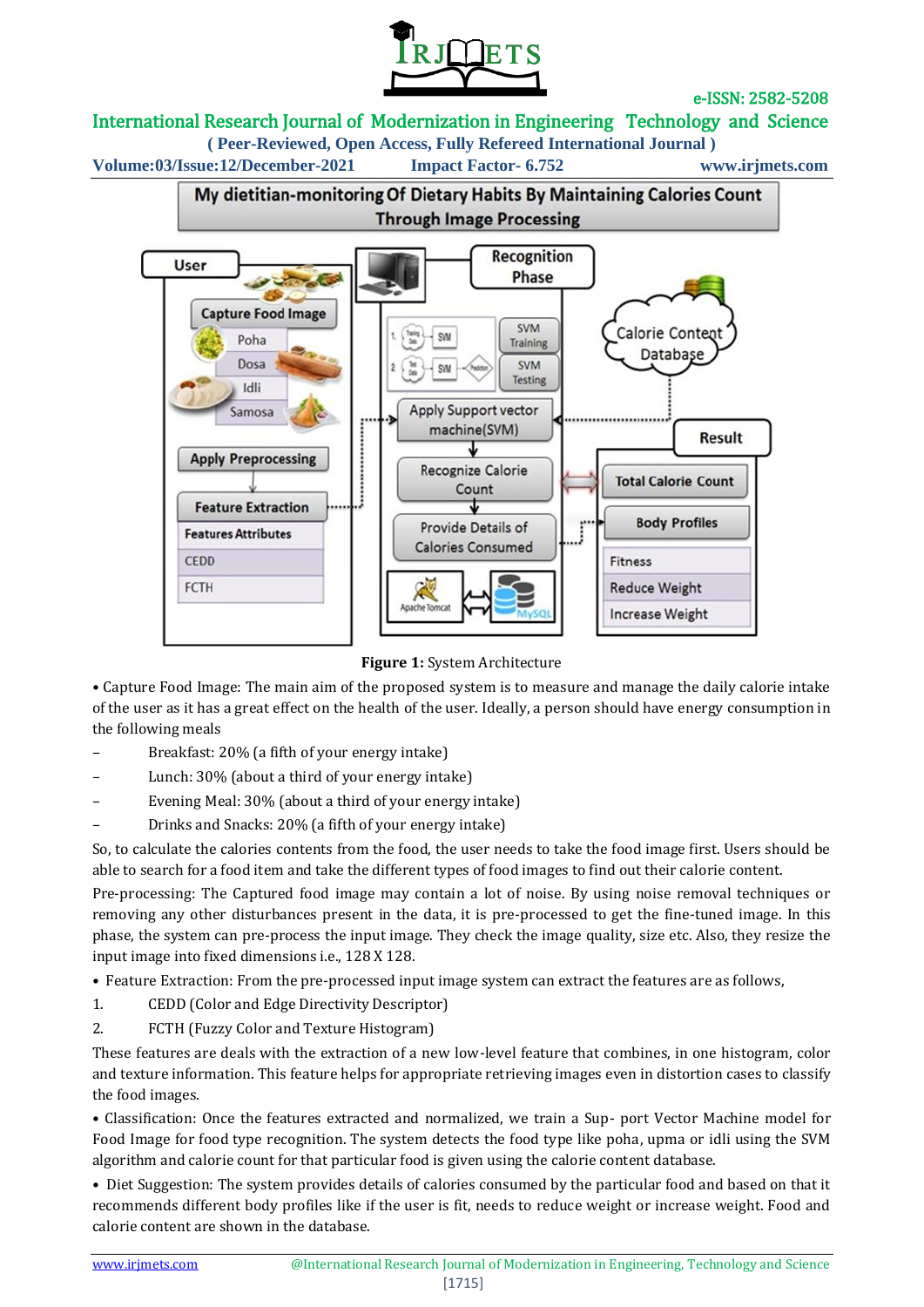Figure 1: System Architecture

- Capture Food Image: The main aim of the proposed system is to measure and manage the daily calorie intake of the user as it has a great effect on the health of the user. Ideally, a person should have energy consumption in the following meals

– Breakfast: 20% (a fifth of your energy intake)

– Lunch: 30% (about a third of your energy intake)

– Evening Meal: 30% (about a third of your energy intake)

– Drinks and Snacks: 20% (a fifth of your energy intake)

So, to calculate the calories contents from the food, the user needs to take the food image first. Users should be able to search for a food item and take the different types of food images to find out their calorie content.

Pre-processing: The Captured food image may contain a lot of noise. By using noise removal techniques or removing any other disturbances present in the data, it is pre-processed to get the fine-tuned image. In this phase, the system can pre-process the input image. They check the image quality, size etc. Also, they resize the input image into fixed dimensions i.e., 128 X 128.

- Feature Extraction: From the pre-processed input image system can extract the features are as follows,

1. CEDD (Color and Edge Directivity Descriptor)
2. FCTH (Fuzzy Color and Texture Histogram)

These features are deals with the extraction of a new low-level feature that combines, in one histogram, color and texture information. This feature helps for appropriate retrieving images even in distortion cases to classify the food images.

- Classification: Once the features extracted and normalized, we train a Sup- port Vector Machine model for Food Image for food type recognition. The system detects the food type like poha, upma or idli using the SVM algorithm and calorie count for that particular food is given using the calorie content database.

- Diet Suggestion: The system provides details of calories consumed by the particular food and based on that it recommends different body profiles like if the user is fit, needs to reduce weight or increase weight. Food and calorie content are shown in the database.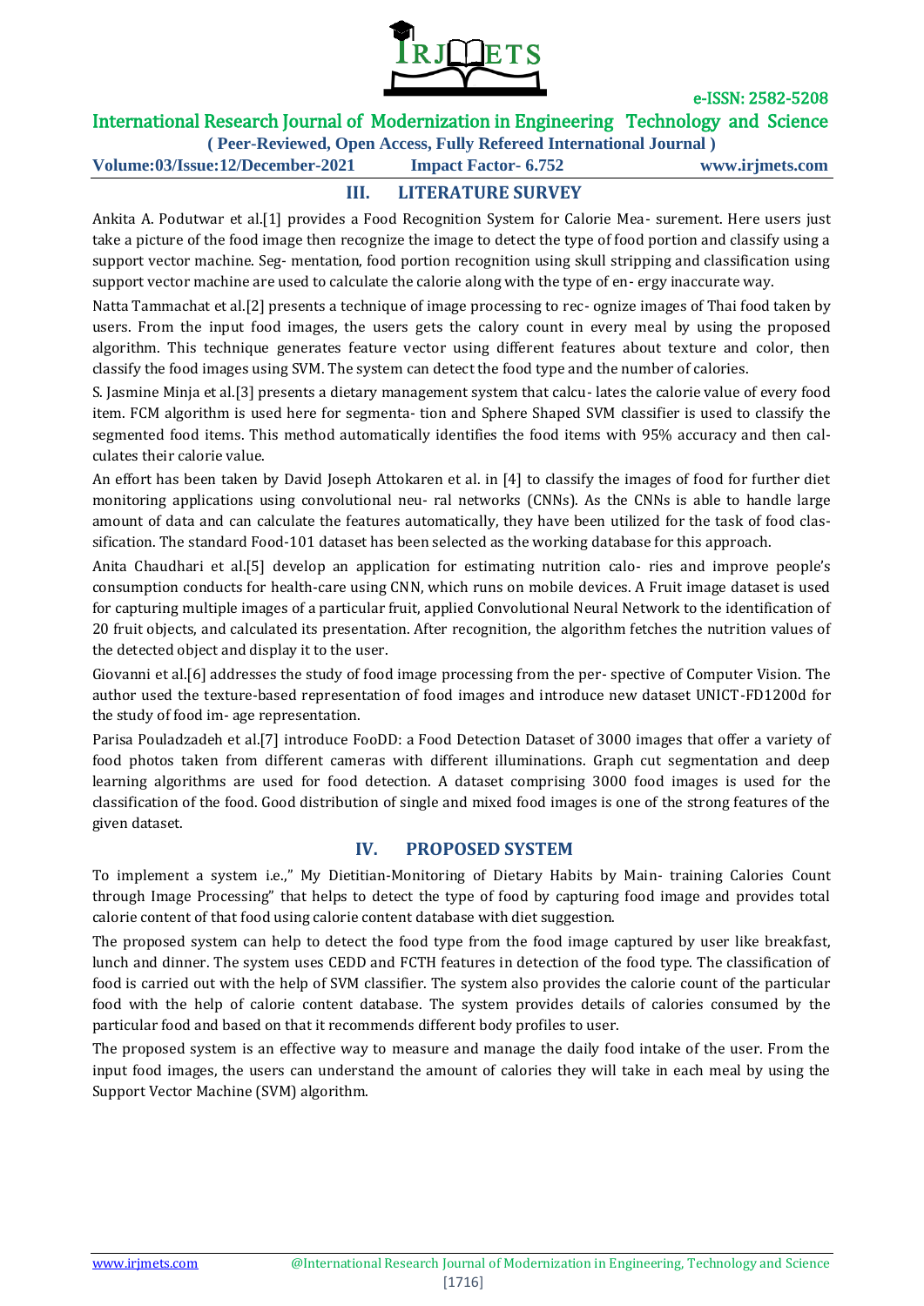## III. LITERATURE SURVEY

Ankita A. Podutwar et al.[1] provides a Food Recognition System for Calorie Mea- surement. Here users just take a picture of the food image then recognize the image to detect the type of food portion and classify using a support vector machine. Seg- mentation, food portion recognition using skull stripping and classification using support vector machine are used to calculate the calorie along with the type of en- ergy inaccurate way.

Natta Tammachat et al.[2] presents a technique of image processing to rec- ognize images of Thai food taken by users. From the input food images, the users gets the calory count in every meal by using the proposed algorithm. This technique generates feature vector using different features about texture and color, then classify the food images using SVM. The system can detect the food type and the number of calories.

S. Jasmine Minja et al.[3] presents a dietary management system that calcu- lates the calorie value of every food item. FCM algorithm is used here for segmenta- tion and Sphere Shaped SVM classifier is used to classify the segmented food items. This method automatically identifies the food items with 95% accuracy and then cal- culates their calorie value.

An effort has been taken by David Joseph Attokaren et al. in [4] to classify the images of food for further diet monitoring applications using convolutional neu- ral networks (CNNs). As the CNNs is able to handle large amount of data and can calculate the features automatically, they have been utilized for the task of food clas- sification. The standard Food-101 dataset has been selected as the working database for this approach.

Anita Chaudhari et al.[5] develop an application for estimating nutrition calo- ries and improve people's consumption conducts for health-care using CNN, which runs on mobile devices. A Fruit image dataset is used for capturing multiple images of a particular fruit, applied Convolutional Neural Network to the identification of 20 fruit objects, and calculated its presentation. After recognition, the algorithm fetches the nutrition values of the detected object and display it to the user.

Giovanni et al.[6] addresses the study of food image processing from the per- spective of Computer Vision. The author used the texture-based representation of food images and introduce new dataset UNICT-FD1200d for the study of food im- age representation.

Parisa Pouladzadeh et al.[7] introduce FooDD: a Food Detection Dataset of 3000 images that offer a variety of food photos taken from different cameras with different illuminations. Graph cut segmentation and deep learning algorithms are used for food detection. A dataset comprising 3000 food images is used for the classification of the food. Good distribution of single and mixed food images is one of the strong features of the given dataset.

## IV. PROPOSED SYSTEM

To implement a system i.e.," My Dietitian-Monitoring of Dietary Habits by Main- training Calories Count through Image Processing" that helps to detect the type of food by capturing food image and provides total calorie content of that food using calorie content database with diet suggestion.

The proposed system can help to detect the food type from the food image captured by user like breakfast, lunch and dinner. The system uses CEDD and FCTH features in detection of the food type. The classification of food is carried out with the help of SVM classifier. The system also provides the calorie count of the particular food with the help of calorie content database. The system provides details of calories consumed by the particular food and based on that it recommends different body profiles to user.

The proposed system is an effective way to measure and manage the daily food intake of the user. From the input food images, the users can understand the amount of calories they will take in each meal by using the Support Vector Machine (SVM) algorithm.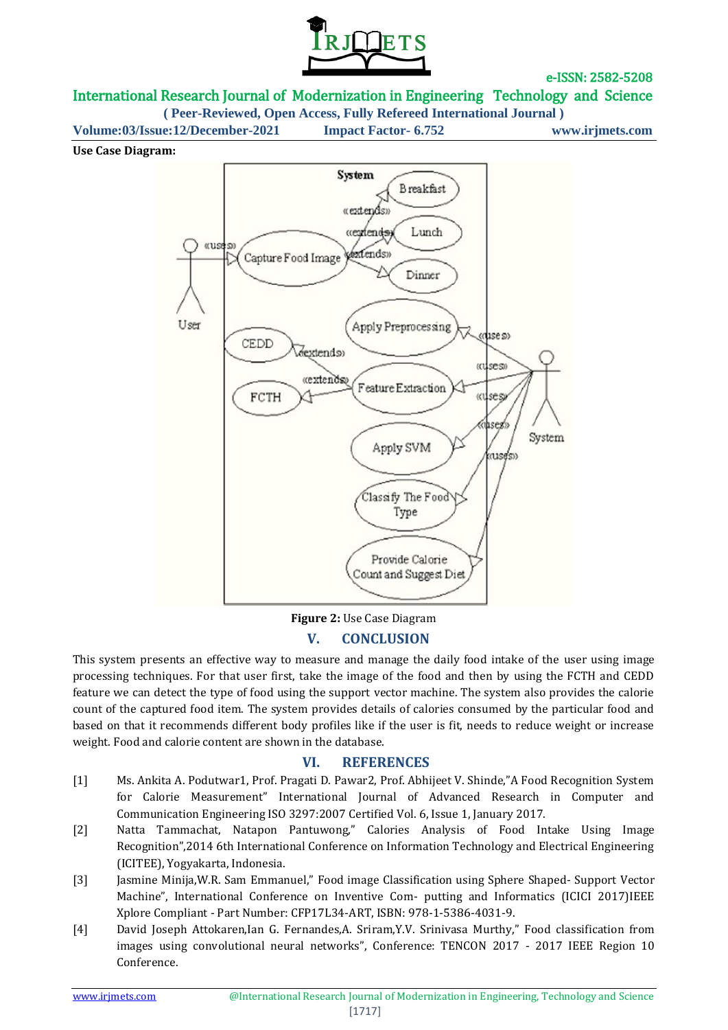**Use Case Diagram:**

**Figure 2:** Use Case Diagram

## V. CONCLUSION

This system presents an effective way to measure and manage the daily food intake of the user using image processing techniques. For that user first, take the image of the food and then by using the FCTH and CEDD feature we can detect the type of food using the support vector machine. The system also provides the calorie count of the captured food item. The system provides details of calories consumed by the particular food and based on that it recommends different body profiles like if the user is fit, needs to reduce weight or increase weight. Food and calorie content are shown in the database.

## VI. REFERENCES

[1] Ms. Ankita A. Podutwar1, Prof. Pragati D. Pawar2, Prof. Abhijeet V. Shinde,"A Food Recognition System for Calorie Measurement" International Journal of Advanced Research in Computer and Communication Engineering ISO 3297:2007 Certified Vol. 6, Issue 1, January 2017.

[2] Natta Tammachat, Natapon Pantuwong," Calories Analysis of Food Intake Using Image Recognition",2014 6th International Conference on Information Technology and Electrical Engineering (ICITEE), Yogyakarta, Indonesia.

[3] Jasmine Minija,W.R. Sam Emmanuel," Food image Classification using Sphere Shaped- Support Vector Machine", International Conference on Inventive Com- putting and Informatics (ICICI 2017)IEEE Xplore Compliant - Part Number: CFP17L34-ART, ISBN: 978-1-5386-4031-9.

[4] David Joseph Attokaren,Ian G. Fernandes,A. Sriram,Y.V. Srinivasa Murthy," Food classification from images using convolutional neural networks", Conference: TENCON 2017 - 2017 IEEE Region 10 Conference.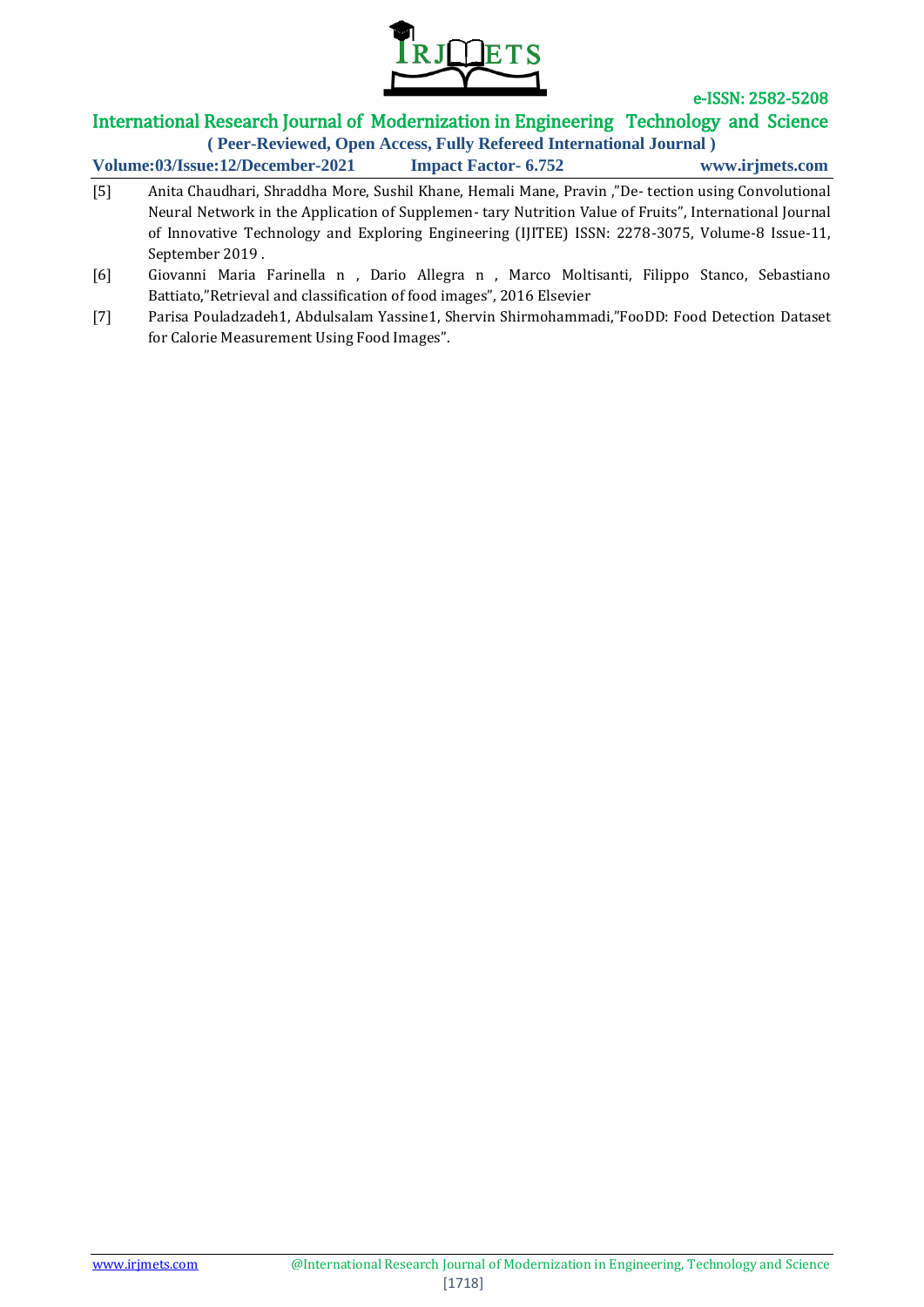[5] Anita Chaudhari, Shraddha More, Sushil Khane, Hemali Mane, Pravin ,"De- tection using Convolutional Neural Network in the Application of Supplemen- tary Nutrition Value of Fruits", International Journal of Innovative Technology and Exploring Engineering (IJITEE) ISSN: 2278-3075, Volume-8 Issue-11, September 2019 .

[6] Giovanni Maria Farinella n , Dario Allegra n , Marco Moltisanti, Filippo Stanco, Sebastiano Battiato,"Retrieval and classification of food images", 2016 Elsevier

[7] Parisa Pouladzadeh1, Abdulsalam Yassine1, Shervin Shirmohammadi,"FooDD: Food Detection Dataset for Calorie Measurement Using Food Images".